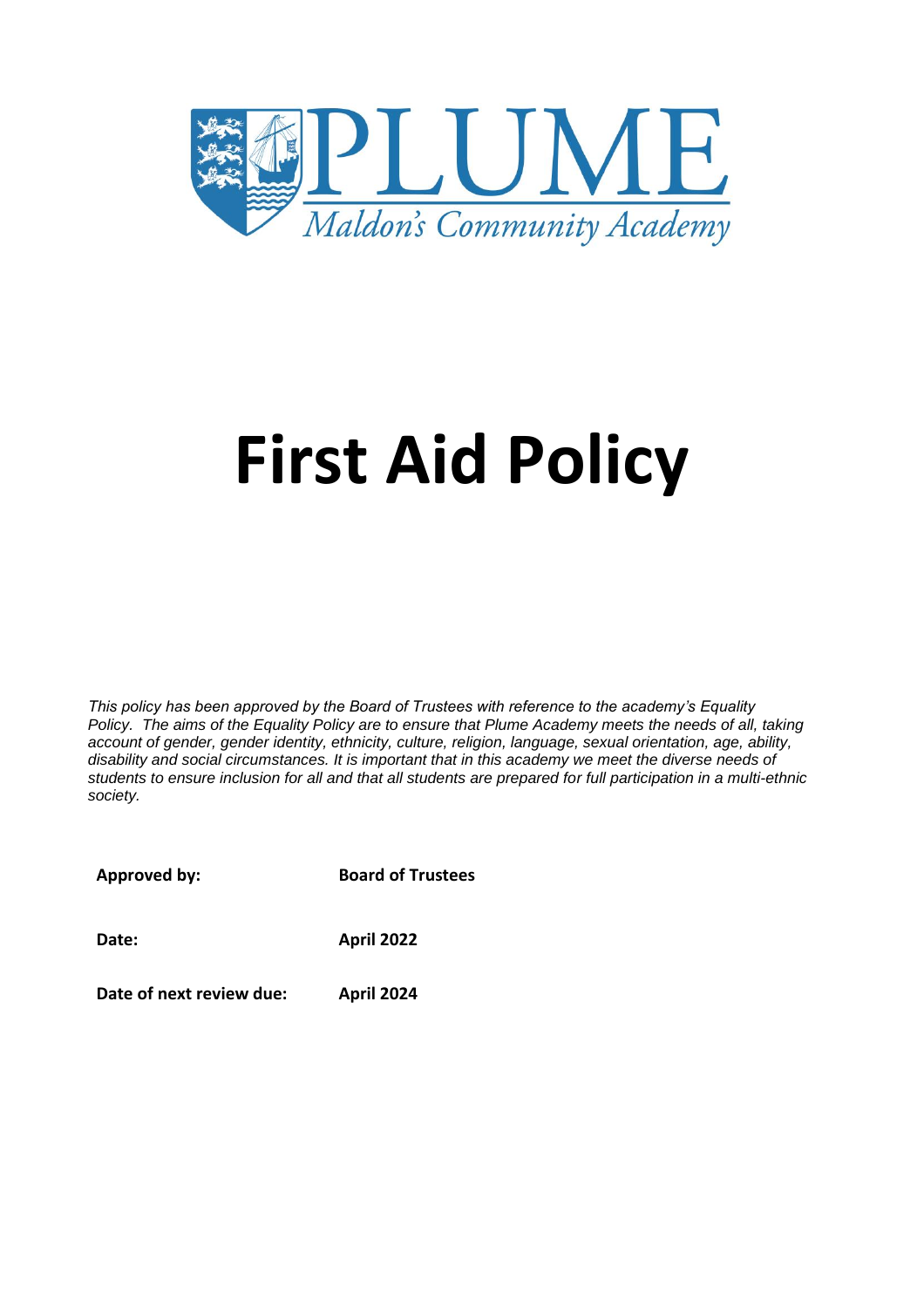PLUME

*Maldon's Community Academy*

# First Aid Policy

*This policy has been approved by the Board of Trustees with reference to the academy's Equality Policy. The aims of the Equality Policy are to ensure that Plume Academy meets the needs of all, taking account of gender, gender identity, ethnicity, culture, religion, language, sexual orientation, age, ability, disability and social circumstances. It is important that in this academy we meet the diverse needs of students to ensure inclusion for all and that all students are prepared for full participation in a multi-ethnic society.*

| | |
|---|---|
| **Approved by:** | **Board of Trustees** |
| **Date:** | **April 2022** |
| **Date of next review due:** | **April 2024** |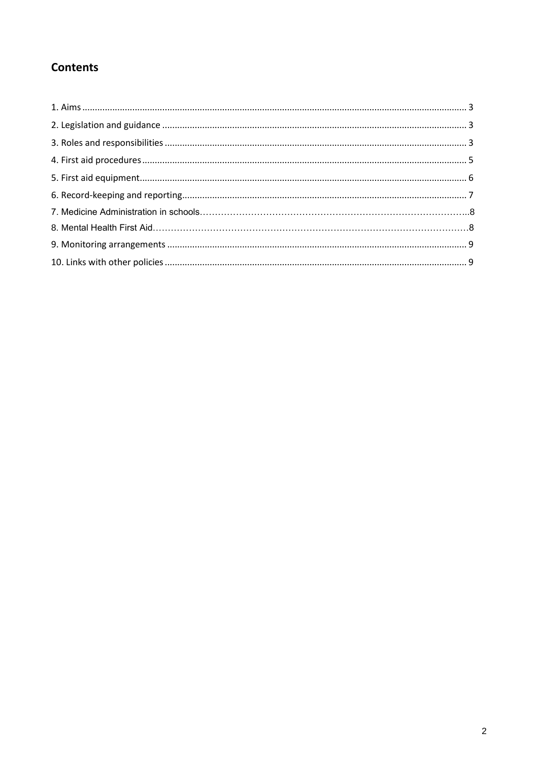## Contents

1. Aims ........................................................................................................................................................ 3
2. Legislation and guidance ......................................................................................................................... 3
3. Roles and responsibilities ........................................................................................................................ 3
4. First aid procedures ................................................................................................................................. 5
5. First aid equipment.................................................................................................................................. 6
6. Record-keeping and reporting.................................................................................................................. 7
7. Medicine Administration in schools……………………………………………………………………………..8
8. Mental Health First Aid……………………………………………………………………………………………8
9. Monitoring arrangements ....................................................................................................................... 9
10. Links with other policies ........................................................................................................................ 9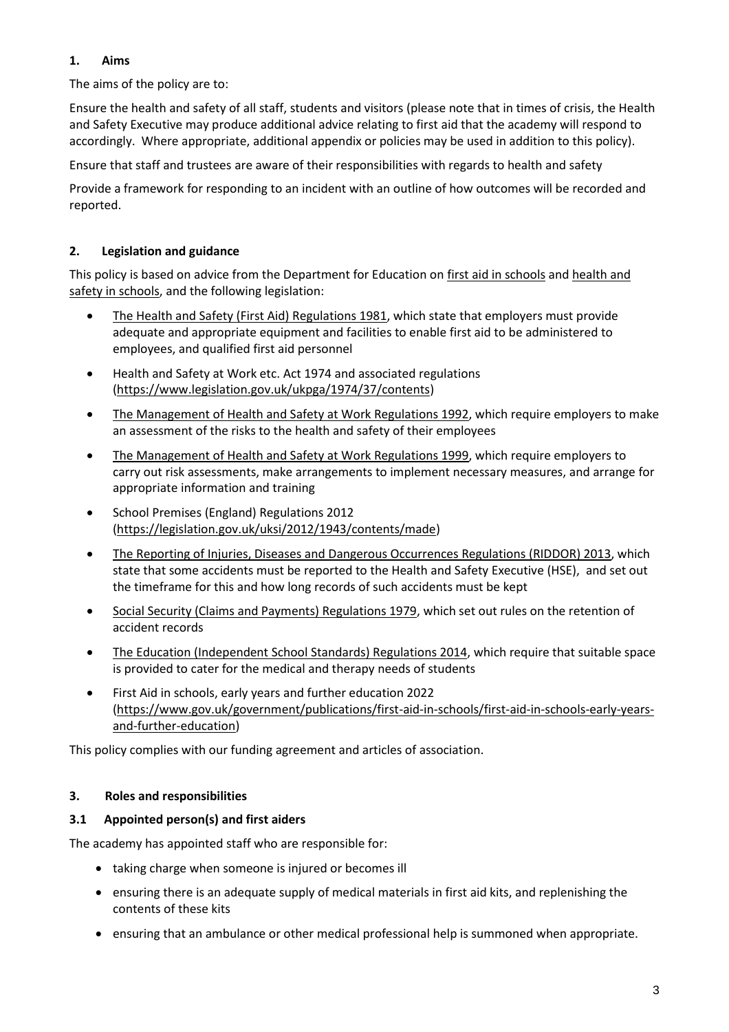## 1. Aims

The aims of the policy are to:

Ensure the health and safety of all staff, students and visitors (please note that in times of crisis, the Health and Safety Executive may produce additional advice relating to first aid that the academy will respond to accordingly. Where appropriate, additional appendix or policies may be used in addition to this policy).

Ensure that staff and trustees are aware of their responsibilities with regards to health and safety

Provide a framework for responding to an incident with an outline of how outcomes will be recorded and reported.

## 2. Legislation and guidance

This policy is based on advice from the Department for Education on first aid in schools and health and safety in schools, and the following legislation:

- The Health and Safety (First Aid) Regulations 1981, which state that employers must provide adequate and appropriate equipment and facilities to enable first aid to be administered to employees, and qualified first aid personnel
- Health and Safety at Work etc. Act 1974 and associated regulations (https://www.legislation.gov.uk/ukpga/1974/37/contents)
- The Management of Health and Safety at Work Regulations 1992, which require employers to make an assessment of the risks to the health and safety of their employees
- The Management of Health and Safety at Work Regulations 1999, which require employers to carry out risk assessments, make arrangements to implement necessary measures, and arrange for appropriate information and training
- School Premises (England) Regulations 2012 (https://legislation.gov.uk/uksi/2012/1943/contents/made)
- The Reporting of Injuries, Diseases and Dangerous Occurrences Regulations (RIDDOR) 2013, which state that some accidents must be reported to the Health and Safety Executive (HSE), and set out the timeframe for this and how long records of such accidents must be kept
- Social Security (Claims and Payments) Regulations 1979, which set out rules on the retention of accident records
- The Education (Independent School Standards) Regulations 2014, which require that suitable space is provided to cater for the medical and therapy needs of students
- First Aid in schools, early years and further education 2022 (https://www.gov.uk/government/publications/first-aid-in-schools/first-aid-in-schools-early-years-and-further-education)

This policy complies with our funding agreement and articles of association.

## 3. Roles and responsibilities

### 3.1 Appointed person(s) and first aiders

The academy has appointed staff who are responsible for:

- taking charge when someone is injured or becomes ill
- ensuring there is an adequate supply of medical materials in first aid kits, and replenishing the contents of these kits
- ensuring that an ambulance or other medical professional help is summoned when appropriate.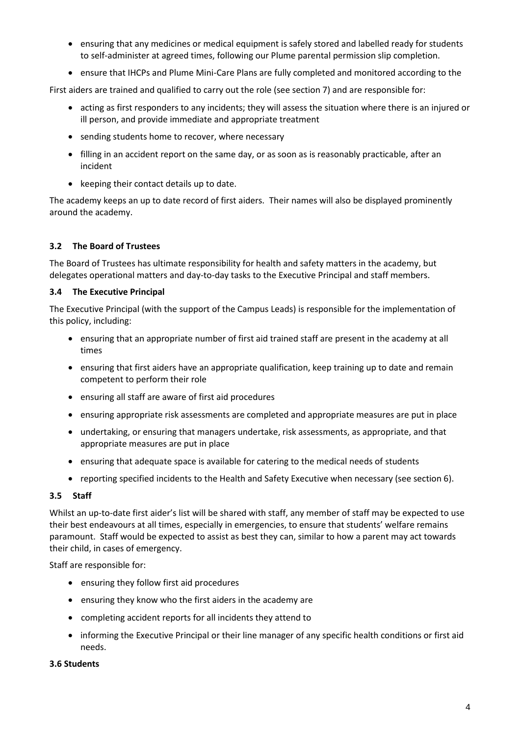- ensuring that any medicines or medical equipment is safely stored and labelled ready for students to self-administer at agreed times, following our Plume parental permission slip completion.
- ensure that IHCPs and Plume Mini-Care Plans are fully completed and monitored according to the

First aiders are trained and qualified to carry out the role (see section 7) and are responsible for:

- acting as first responders to any incidents; they will assess the situation where there is an injured or ill person, and provide immediate and appropriate treatment
- sending students home to recover, where necessary
- filling in an accident report on the same day, or as soon as is reasonably practicable, after an incident
- keeping their contact details up to date.

The academy keeps an up to date record of first aiders. Their names will also be displayed prominently around the academy.

### 3.2 The Board of Trustees

The Board of Trustees has ultimate responsibility for health and safety matters in the academy, but delegates operational matters and day-to-day tasks to the Executive Principal and staff members.

### 3.4 The Executive Principal

The Executive Principal (with the support of the Campus Leads) is responsible for the implementation of this policy, including:

- ensuring that an appropriate number of first aid trained staff are present in the academy at all times
- ensuring that first aiders have an appropriate qualification, keep training up to date and remain competent to perform their role
- ensuring all staff are aware of first aid procedures
- ensuring appropriate risk assessments are completed and appropriate measures are put in place
- undertaking, or ensuring that managers undertake, risk assessments, as appropriate, and that appropriate measures are put in place
- ensuring that adequate space is available for catering to the medical needs of students
- reporting specified incidents to the Health and Safety Executive when necessary (see section 6).

### 3.5 Staff

Whilst an up-to-date first aider's list will be shared with staff, any member of staff may be expected to use their best endeavours at all times, especially in emergencies, to ensure that students' welfare remains paramount. Staff would be expected to assist as best they can, similar to how a parent may act towards their child, in cases of emergency.

Staff are responsible for:

- ensuring they follow first aid procedures
- ensuring they know who the first aiders in the academy are
- completing accident reports for all incidents they attend to
- informing the Executive Principal or their line manager of any specific health conditions or first aid needs.

### 3.6 Students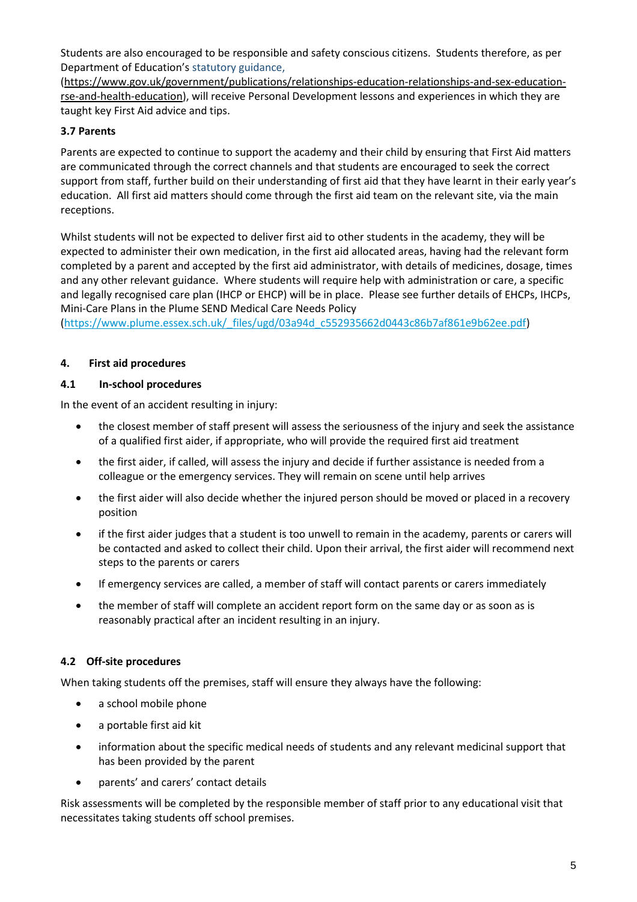Students are also encouraged to be responsible and safety conscious citizens. Students therefore, as per Department of Education's statutory guidance, (https://www.gov.uk/government/publications/relationships-education-relationships-and-sex-education-rse-and-health-education), will receive Personal Development lessons and experiences in which they are taught key First Aid advice and tips.

### 3.7 Parents

Parents are expected to continue to support the academy and their child by ensuring that First Aid matters are communicated through the correct channels and that students are encouraged to seek the correct support from staff, further build on their understanding of first aid that they have learnt in their early year's education. All first aid matters should come through the first aid team on the relevant site, via the main receptions.

Whilst students will not be expected to deliver first aid to other students in the academy, they will be expected to administer their own medication, in the first aid allocated areas, having had the relevant form completed by a parent and accepted by the first aid administrator, with details of medicines, dosage, times and any other relevant guidance. Where students will require help with administration or care, a specific and legally recognised care plan (IHCP or EHCP) will be in place. Please see further details of EHCPs, IHCPs, Mini-Care Plans in the Plume SEND Medical Care Needs Policy (https://www.plume.essex.sch.uk/_files/ugd/03a94d_c552935662d0443c86b7af861e9b62ee.pdf)

## 4. First aid procedures

### 4.1 In-school procedures

In the event of an accident resulting in injury:

- the closest member of staff present will assess the seriousness of the injury and seek the assistance of a qualified first aider, if appropriate, who will provide the required first aid treatment
- the first aider, if called, will assess the injury and decide if further assistance is needed from a colleague or the emergency services. They will remain on scene until help arrives
- the first aider will also decide whether the injured person should be moved or placed in a recovery position
- if the first aider judges that a student is too unwell to remain in the academy, parents or carers will be contacted and asked to collect their child. Upon their arrival, the first aider will recommend next steps to the parents or carers
- If emergency services are called, a member of staff will contact parents or carers immediately
- the member of staff will complete an accident report form on the same day or as soon as is reasonably practical after an incident resulting in an injury.

### 4.2 Off-site procedures

When taking students off the premises, staff will ensure they always have the following:

- a school mobile phone
- a portable first aid kit
- information about the specific medical needs of students and any relevant medicinal support that has been provided by the parent
- parents' and carers' contact details

Risk assessments will be completed by the responsible member of staff prior to any educational visit that necessitates taking students off school premises.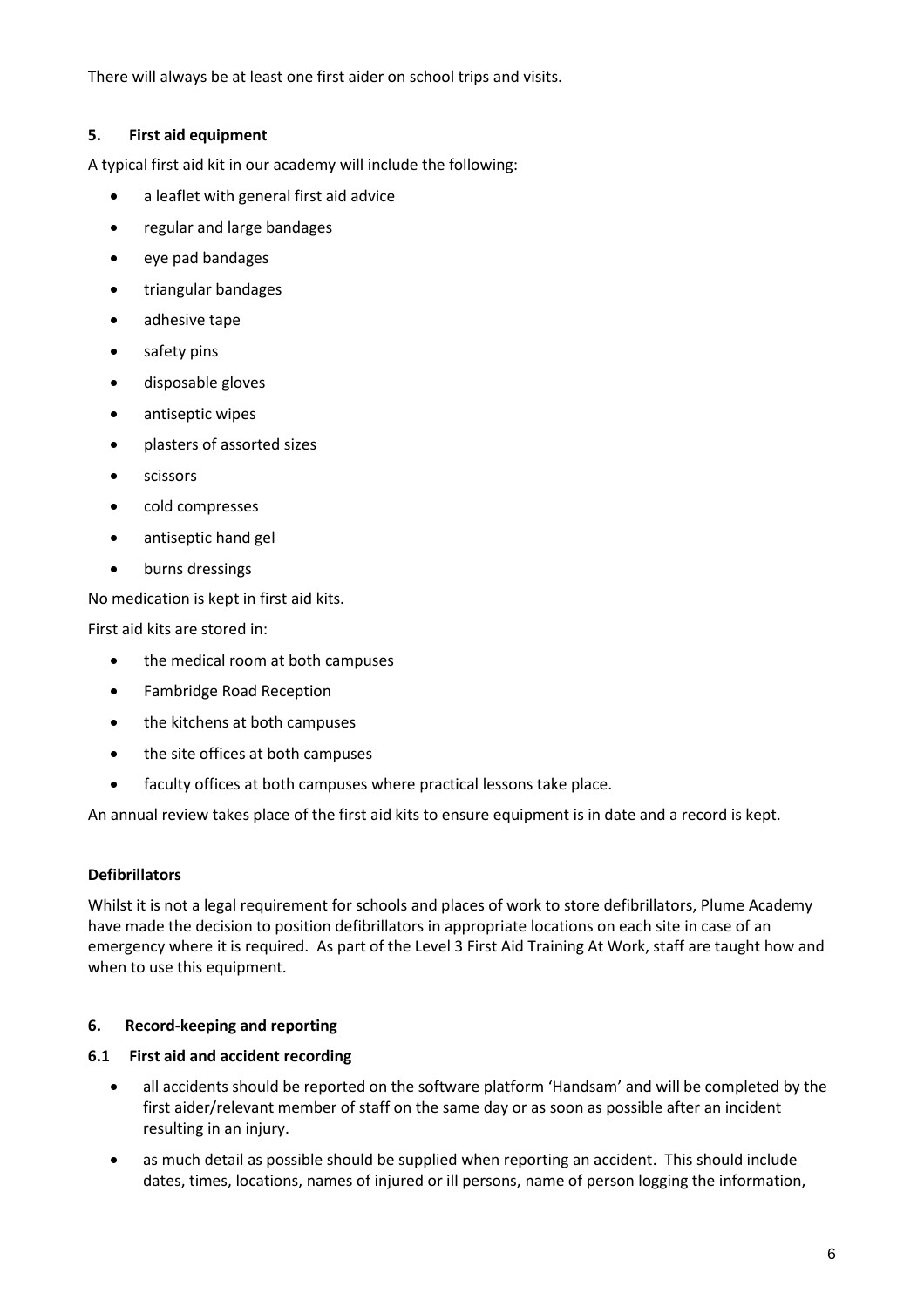There will always be at least one first aider on school trips and visits.

## 5. First aid equipment

A typical first aid kit in our academy will include the following:

- a leaflet with general first aid advice
- regular and large bandages
- eye pad bandages
- triangular bandages
- adhesive tape
- safety pins
- disposable gloves
- antiseptic wipes
- plasters of assorted sizes
- scissors
- cold compresses
- antiseptic hand gel
- burns dressings

No medication is kept in first aid kits.

First aid kits are stored in:

- the medical room at both campuses
- Fambridge Road Reception
- the kitchens at both campuses
- the site offices at both campuses
- faculty offices at both campuses where practical lessons take place.

An annual review takes place of the first aid kits to ensure equipment is in date and a record is kept.

**Defibrillators**

Whilst it is not a legal requirement for schools and places of work to store defibrillators, Plume Academy have made the decision to position defibrillators in appropriate locations on each site in case of an emergency where it is required. As part of the Level 3 First Aid Training At Work, staff are taught how and when to use this equipment.

## 6. Record-keeping and reporting

### 6.1 First aid and accident recording

- all accidents should be reported on the software platform 'Handsam' and will be completed by the first aider/relevant member of staff on the same day or as soon as possible after an incident resulting in an injury.
- as much detail as possible should be supplied when reporting an accident. This should include dates, times, locations, names of injured or ill persons, name of person logging the information,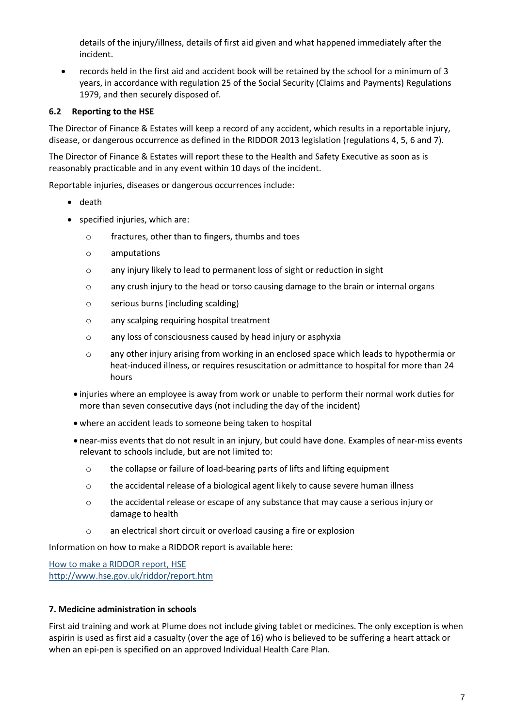details of the injury/illness, details of first aid given and what happened immediately after the incident.

- records held in the first aid and accident book will be retained by the school for a minimum of 3 years, in accordance with regulation 25 of the Social Security (Claims and Payments) Regulations 1979, and then securely disposed of.

### 6.2 Reporting to the HSE

The Director of Finance & Estates will keep a record of any accident, which results in a reportable injury, disease, or dangerous occurrence as defined in the RIDDOR 2013 legislation (regulations 4, 5, 6 and 7).

The Director of Finance & Estates will report these to the Health and Safety Executive as soon as is reasonably practicable and in any event within 10 days of the incident.

Reportable injuries, diseases or dangerous occurrences include:

- death
- specified injuries, which are:
  - fractures, other than to fingers, thumbs and toes
  - amputations
  - any injury likely to lead to permanent loss of sight or reduction in sight
  - any crush injury to the head or torso causing damage to the brain or internal organs
  - serious burns (including scalding)
  - any scalping requiring hospital treatment
  - any loss of consciousness caused by head injury or asphyxia
  - any other injury arising from working in an enclosed space which leads to hypothermia or heat-induced illness, or requires resuscitation or admittance to hospital for more than 24 hours
- injuries where an employee is away from work or unable to perform their normal work duties for more than seven consecutive days (not including the day of the incident)
- where an accident leads to someone being taken to hospital
- near-miss events that do not result in an injury, but could have done. Examples of near-miss events relevant to schools include, but are not limited to:
  - the collapse or failure of load-bearing parts of lifts and lifting equipment
  - the accidental release of a biological agent likely to cause severe human illness
  - the accidental release or escape of any substance that may cause a serious injury or damage to health
  - an electrical short circuit or overload causing a fire or explosion

Information on how to make a RIDDOR report is available here:

[How to make a RIDDOR report, HSE](http://www.hse.gov.uk/riddor/report.htm)
http://www.hse.gov.uk/riddor/report.htm

## 7. Medicine administration in schools

First aid training and work at Plume does not include giving tablet or medicines. The only exception is when aspirin is used as first aid a casualty (over the age of 16) who is believed to be suffering a heart attack or when an epi-pen is specified on an approved Individual Health Care Plan.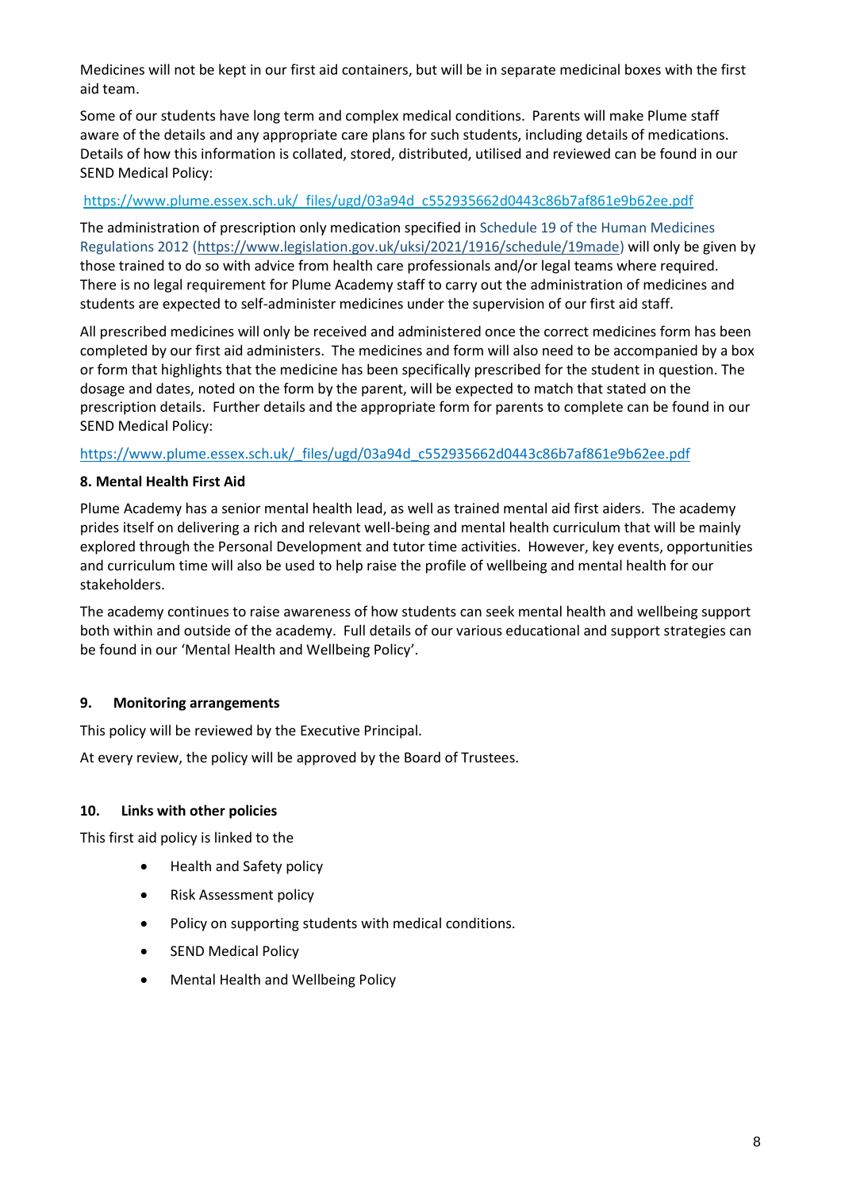Medicines will not be kept in our first aid containers, but will be in separate medicinal boxes with the first aid team.

Some of our students have long term and complex medical conditions. Parents will make Plume staff aware of the details and any appropriate care plans for such students, including details of medications. Details of how this information is collated, stored, distributed, utilised and reviewed can be found in our SEND Medical Policy:

https://www.plume.essex.sch.uk/_files/ugd/03a94d_c552935662d0443c86b7af861e9b62ee.pdf

The administration of prescription only medication specified in Schedule 19 of the Human Medicines Regulations 2012 (https://www.legislation.gov.uk/uksi/2021/1916/schedule/19made) will only be given by those trained to do so with advice from health care professionals and/or legal teams where required. There is no legal requirement for Plume Academy staff to carry out the administration of medicines and students are expected to self-administer medicines under the supervision of our first aid staff.

All prescribed medicines will only be received and administered once the correct medicines form has been completed by our first aid administers. The medicines and form will also need to be accompanied by a box or form that highlights that the medicine has been specifically prescribed for the student in question. The dosage and dates, noted on the form by the parent, will be expected to match that stated on the prescription details. Further details and the appropriate form for parents to complete can be found in our SEND Medical Policy:

https://www.plume.essex.sch.uk/_files/ugd/03a94d_c552935662d0443c86b7af861e9b62ee.pdf

## 8. Mental Health First Aid

Plume Academy has a senior mental health lead, as well as trained mental aid first aiders. The academy prides itself on delivering a rich and relevant well-being and mental health curriculum that will be mainly explored through the Personal Development and tutor time activities. However, key events, opportunities and curriculum time will also be used to help raise the profile of wellbeing and mental health for our stakeholders.

The academy continues to raise awareness of how students can seek mental health and wellbeing support both within and outside of the academy. Full details of our various educational and support strategies can be found in our 'Mental Health and Wellbeing Policy'.

## 9. Monitoring arrangements

This policy will be reviewed by the Executive Principal.

At every review, the policy will be approved by the Board of Trustees.

## 10. Links with other policies

This first aid policy is linked to the

- Health and Safety policy
- Risk Assessment policy
- Policy on supporting students with medical conditions.
- SEND Medical Policy
- Mental Health and Wellbeing Policy